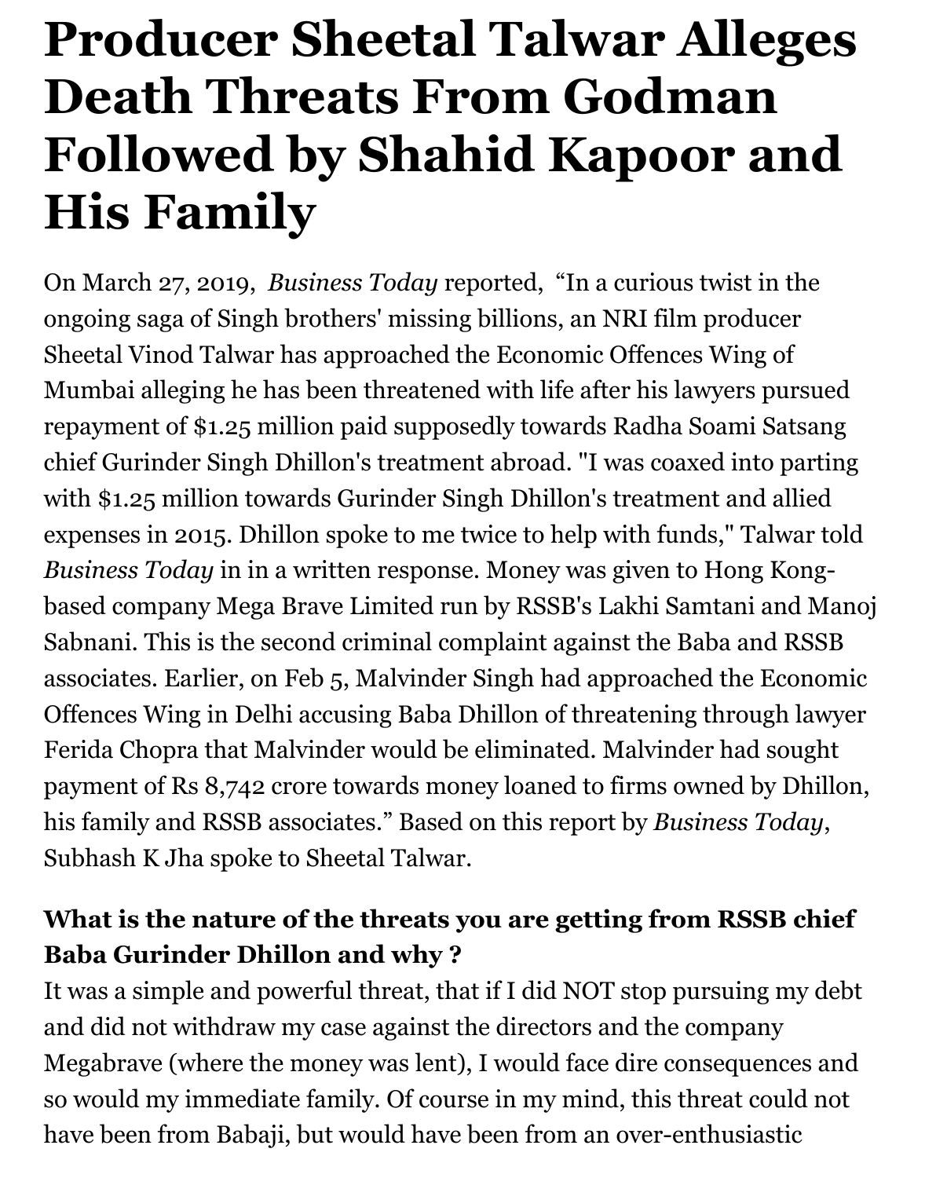# Producer Sheetal Talwar Alleges Death Threats From Godman Followed by Shahid Kapoor and His Family

On March 27, 2019, *Business Today* reported, "In a curious twist in the ongoing saga of Singh brothers' missing billions, an NRI film producer Sheetal Vinod Talwar has approached the Economic Offences Wing of Mumbai alleging he has been threatened with life after his lawyers pursued repayment of $1.25 million paid supposedly towards Radha Soami Satsang chief Gurinder Singh Dhillon's treatment abroad. "I was coaxed into parting with $1.25 million towards Gurinder Singh Dhillon's treatment and allied expenses in 2015. Dhillon spoke to me twice to help with funds," Talwar told *Business Today* in in a written response. Money was given to Hong Kong-based company Mega Brave Limited run by RSSB's Lakhi Samtani and Manoj Sabnani. This is the second criminal complaint against the Baba and RSSB associates. Earlier, on Feb 5, Malvinder Singh had approached the Economic Offences Wing in Delhi accusing Baba Dhillon of threatening through lawyer Ferida Chopra that Malvinder would be eliminated. Malvinder had sought payment of Rs 8,742 crore towards money loaned to firms owned by Dhillon, his family and RSSB associates." Based on this report by *Business Today*, Subhash K Jha spoke to Sheetal Talwar.

**What is the nature of the threats you are getting from RSSB chief Baba Gurinder Dhillon and why ?**

It was a simple and powerful threat, that if I did NOT stop pursuing my debt and did not withdraw my case against the directors and the company Megabrave (where the money was lent), I would face dire consequences and so would my immediate family. Of course in my mind, this threat could not have been from Babaji, but would have been from an over-enthusiastic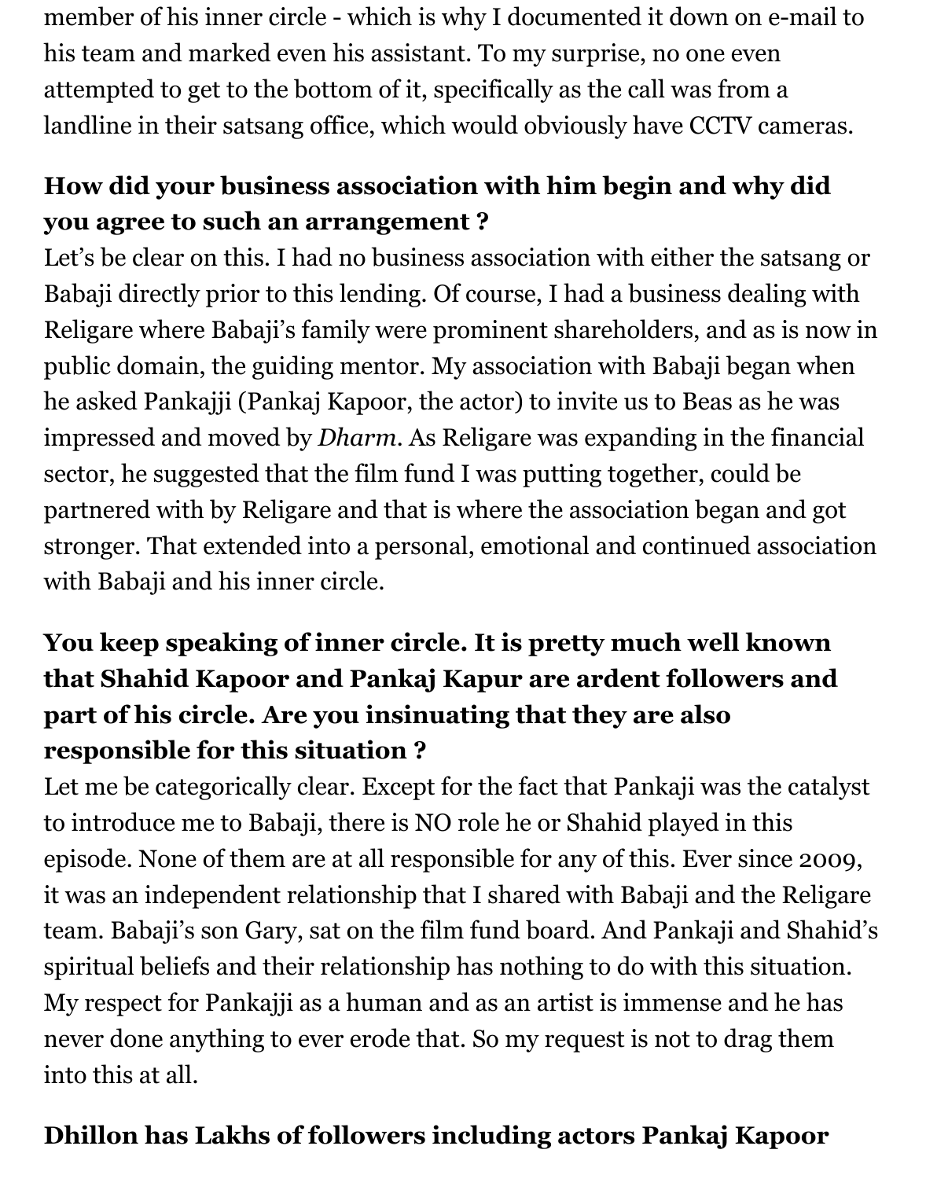member of his inner circle - which is why I documented it down on e-mail to his team and marked even his assistant. To my surprise, no one even attempted to get to the bottom of it, specifically as the call was from a landline in their satsang office, which would obviously have CCTV cameras.

**How did your business association with him begin and why did you agree to such an arrangement ?**

Let's be clear on this. I had no business association with either the satsang or Babaji directly prior to this lending. Of course, I had a business dealing with Religare where Babaji's family were prominent shareholders, and as is now in public domain, the guiding mentor. My association with Babaji began when he asked Pankajji (Pankaj Kapoor, the actor) to invite us to Beas as he was impressed and moved by *Dharm*. As Religare was expanding in the financial sector, he suggested that the film fund I was putting together, could be partnered with by Religare and that is where the association began and got stronger. That extended into a personal, emotional and continued association with Babaji and his inner circle.

**You keep speaking of inner circle. It is pretty much well known that Shahid Kapoor and Pankaj Kapur are ardent followers and part of his circle. Are you insinuating that they are also responsible for this situation ?**

Let me be categorically clear. Except for the fact that Pankaji was the catalyst to introduce me to Babaji, there is NO role he or Shahid played in this episode. None of them are at all responsible for any of this. Ever since 2009, it was an independent relationship that I shared with Babaji and the Religare team. Babaji's son Gary, sat on the film fund board. And Pankaji and Shahid's spiritual beliefs and their relationship has nothing to do with this situation. My respect for Pankajji as a human and as an artist is immense and he has never done anything to ever erode that. So my request is not to drag them into this at all.

**Dhillon has Lakhs of followers including actors Pankaj Kapoor**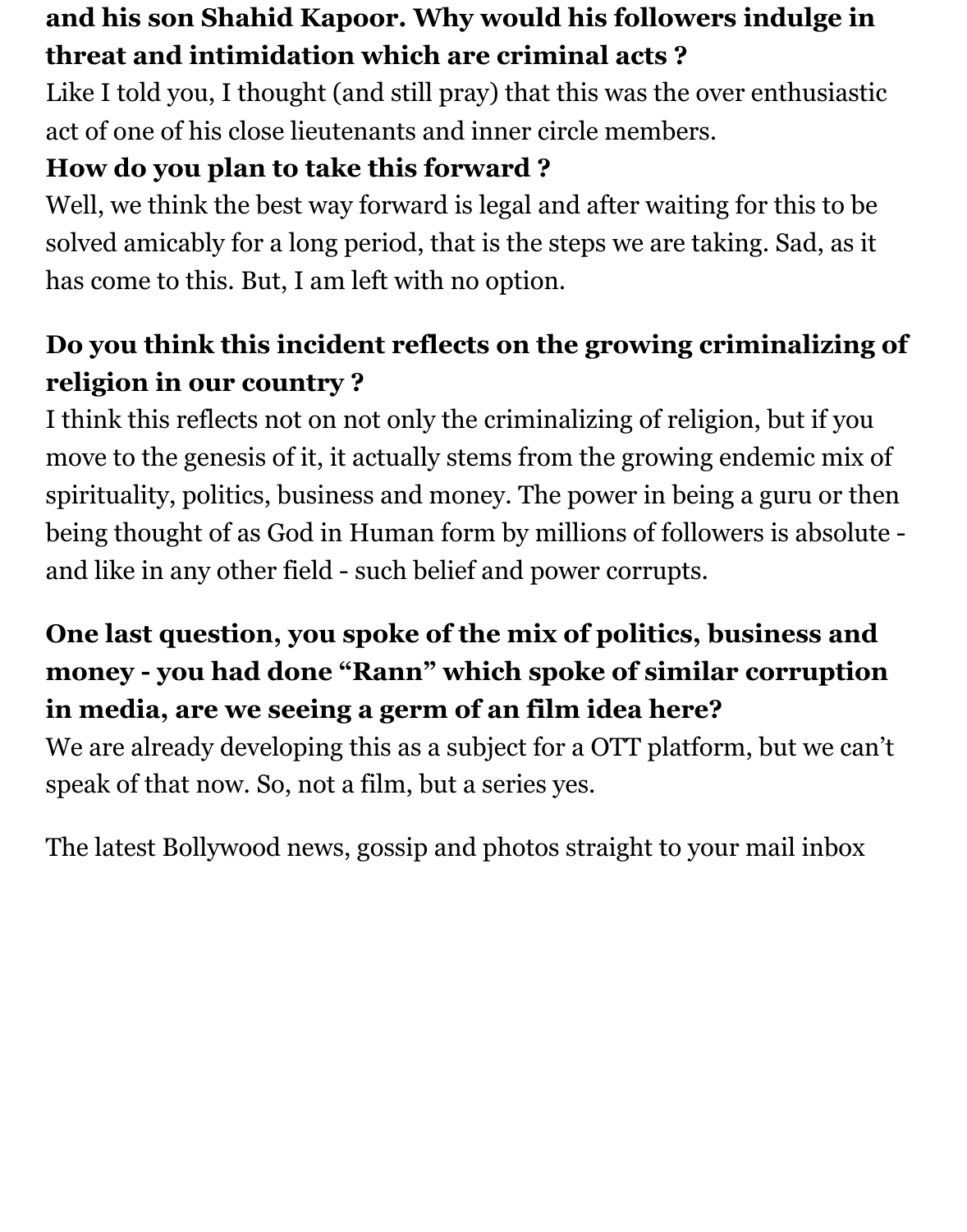**and his son Shahid Kapoor. Why would his followers indulge in threat and intimidation which are criminal acts ?**

Like I told you, I thought (and still pray) that this was the over enthusiastic act of one of his close lieutenants and inner circle members.

**How do you plan to take this forward ?**

Well, we think the best way forward is legal and after waiting for this to be solved amicably for a long period, that is the steps we are taking. Sad, as it has come to this. But, I am left with no option.

**Do you think this incident reflects on the growing criminalizing of religion in our country ?**

I think this reflects not on not only the criminalizing of religion, but if you move to the genesis of it, it actually stems from the growing endemic mix of spirituality, politics, business and money. The power in being a guru or then being thought of as God in Human form by millions of followers is absolute - and like in any other field - such belief and power corrupts.

**One last question, you spoke of the mix of politics, business and money - you had done “Rann” which spoke of similar corruption in media, are we seeing a germ of an film idea here?**

We are already developing this as a subject for a OTT platform, but we can’t speak of that now. So, not a film, but a series yes.

The latest Bollywood news, gossip and photos straight to your mail inbox